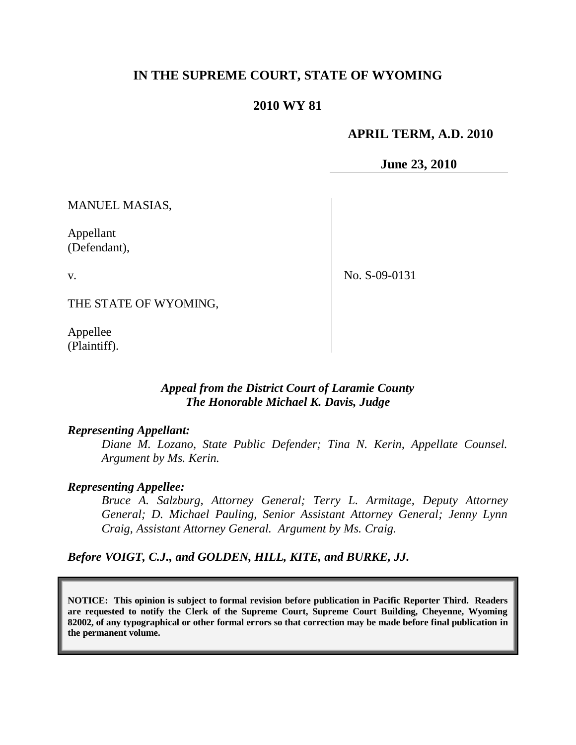# IN THE SUPREME COURT, STATE OF WYOMING

## 2010 WY 81

**APRIL TERM, A.D. 2010**

**June 23, 2010**

| | |
|---|---|
| MANUEL MASIAS,<br><br>Appellant<br>(Defendant),<br><br>v.<br><br>THE STATE OF WYOMING,<br><br>Appellee<br>(Plaintiff). | No. S-09-0131 |

***Appeal from the District Court of Laramie County***
***The Honorable Michael K. Davis, Judge***

***Representing Appellant:***

*Diane M. Lozano, State Public Defender; Tina N. Kerin, Appellate Counsel. Argument by Ms. Kerin.*

***Representing Appellee:***

*Bruce A. Salzburg, Attorney General; Terry L. Armitage, Deputy Attorney General; D. Michael Pauling, Senior Assistant Attorney General; Jenny Lynn Craig, Assistant Attorney General. Argument by Ms. Craig.*

***Before VOIGT, C.J., and GOLDEN, HILL, KITE, and BURKE, JJ.***

**NOTICE: This opinion is subject to formal revision before publication in Pacific Reporter Third. Readers are requested to notify the Clerk of the Supreme Court, Supreme Court Building, Cheyenne, Wyoming 82002, of any typographical or other formal errors so that correction may be made before final publication in the permanent volume.**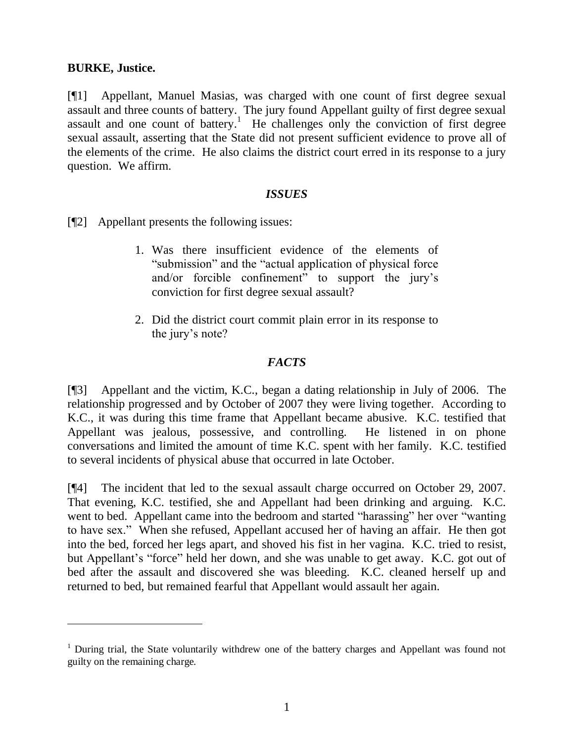**BURKE, Justice.**

[¶1] Appellant, Manuel Masias, was charged with one count of first degree sexual assault and three counts of battery. The jury found Appellant guilty of first degree sexual assault and one count of battery.[1] He challenges only the conviction of first degree sexual assault, asserting that the State did not present sufficient evidence to prove all of the elements of the crime. He also claims the district court erred in its response to a jury question. We affirm.

### *ISSUES*

[¶2] Appellant presents the following issues:

> 1. Was there insufficient evidence of the elements of "submission" and the "actual application of physical force and/or forcible confinement" to support the jury's conviction for first degree sexual assault?
>
> 2. Did the district court commit plain error in its response to the jury's note?

### *FACTS*

[¶3] Appellant and the victim, K.C., began a dating relationship in July of 2006. The relationship progressed and by October of 2007 they were living together. According to K.C., it was during this time frame that Appellant became abusive. K.C. testified that Appellant was jealous, possessive, and controlling. He listened in on phone conversations and limited the amount of time K.C. spent with her family. K.C. testified to several incidents of physical abuse that occurred in late October.

[¶4] The incident that led to the sexual assault charge occurred on October 29, 2007. That evening, K.C. testified, she and Appellant had been drinking and arguing. K.C. went to bed. Appellant came into the bedroom and started "harassing" her over "wanting to have sex." When she refused, Appellant accused her of having an affair. He then got into the bed, forced her legs apart, and shoved his fist in her vagina. K.C. tried to resist, but Appellant's "force" held her down, and she was unable to get away. K.C. got out of bed after the assault and discovered she was bleeding. K.C. cleaned herself up and returned to bed, but remained fearful that Appellant would assault her again.

---

[1] During trial, the State voluntarily withdrew one of the battery charges and Appellant was found not guilty on the remaining charge.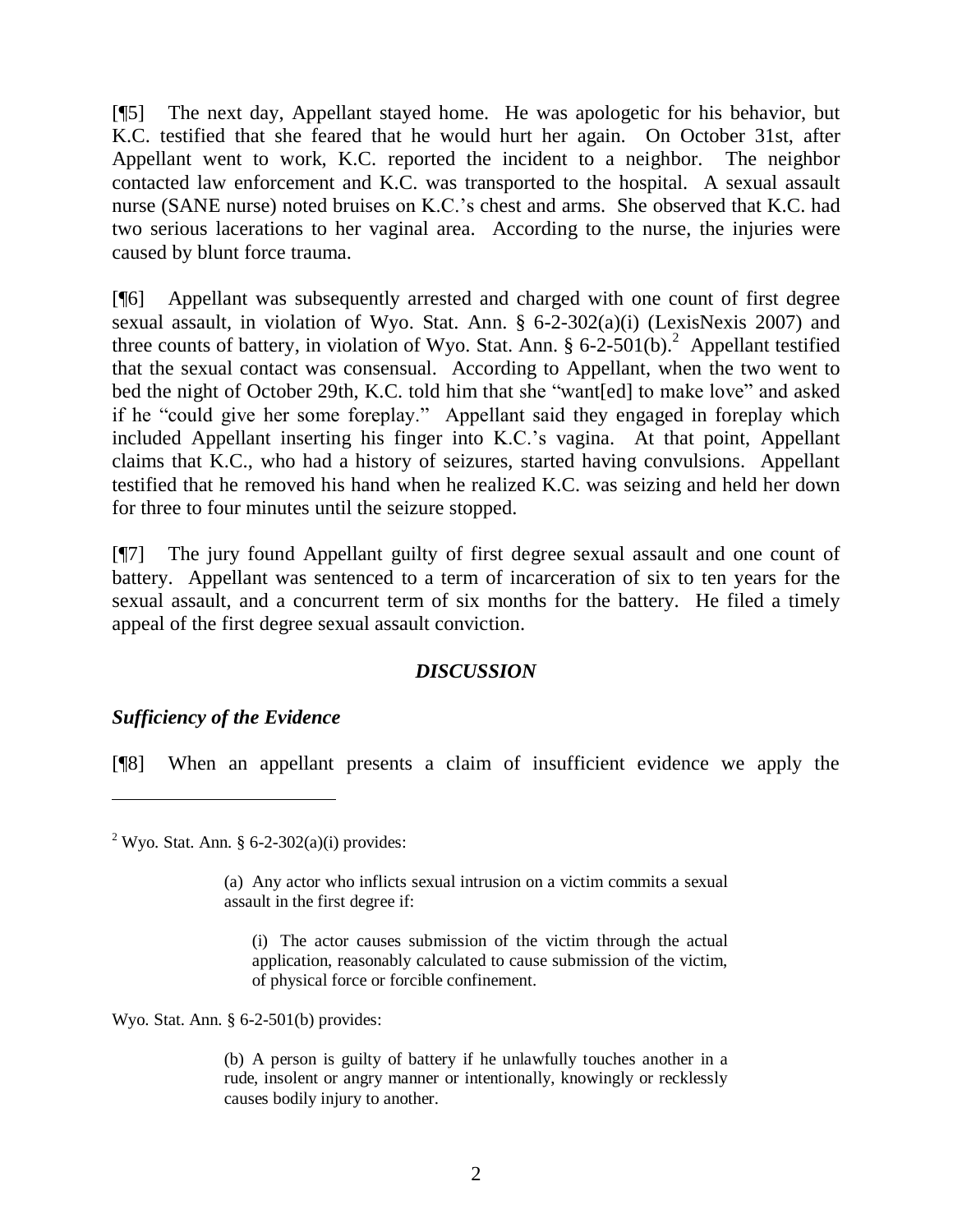[¶5] The next day, Appellant stayed home. He was apologetic for his behavior, but K.C. testified that she feared that he would hurt her again. On October 31st, after Appellant went to work, K.C. reported the incident to a neighbor. The neighbor contacted law enforcement and K.C. was transported to the hospital. A sexual assault nurse (SANE nurse) noted bruises on K.C.'s chest and arms. She observed that K.C. had two serious lacerations to her vaginal area. According to the nurse, the injuries were caused by blunt force trauma.

[¶6] Appellant was subsequently arrested and charged with one count of first degree sexual assault, in violation of Wyo. Stat. Ann. § 6-2-302(a)(i) (LexisNexis 2007) and three counts of battery, in violation of Wyo. Stat. Ann. § 6-2-501(b).[2] Appellant testified that the sexual contact was consensual. According to Appellant, when the two went to bed the night of October 29th, K.C. told him that she "want[ed] to make love" and asked if he "could give her some foreplay." Appellant said they engaged in foreplay which included Appellant inserting his finger into K.C.'s vagina. At that point, Appellant claims that K.C., who had a history of seizures, started having convulsions. Appellant testified that he removed his hand when he realized K.C. was seizing and held her down for three to four minutes until the seizure stopped.

[¶7] The jury found Appellant guilty of first degree sexual assault and one count of battery. Appellant was sentenced to a term of incarceration of six to ten years for the sexual assault, and a concurrent term of six months for the battery. He filed a timely appeal of the first degree sexual assault conviction.

## *DISCUSSION*

### *Sufficiency of the Evidence*

[¶8] When an appellant presents a claim of insufficient evidence we apply the

---

[2] Wyo. Stat. Ann. § 6-2-302(a)(i) provides:

> (a) Any actor who inflicts sexual intrusion on a victim commits a sexual assault in the first degree if:
>
> > (i) The actor causes submission of the victim through the actual application, reasonably calculated to cause submission of the victim, of physical force or forcible confinement.

Wyo. Stat. Ann. § 6-2-501(b) provides:

> (b) A person is guilty of battery if he unlawfully touches another in a rude, insolent or angry manner or intentionally, knowingly or recklessly causes bodily injury to another.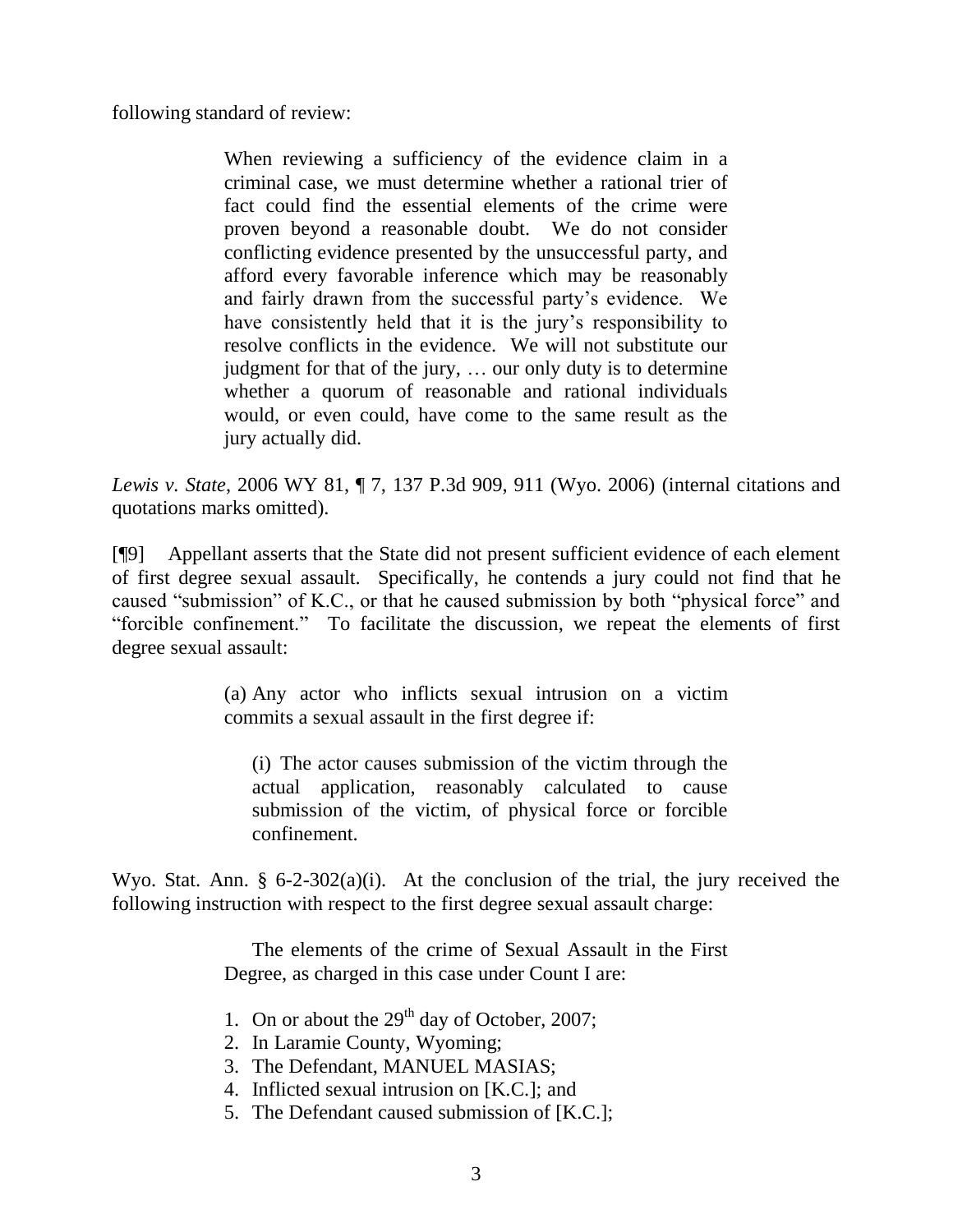following standard of review:

> When reviewing a sufficiency of the evidence claim in a criminal case, we must determine whether a rational trier of fact could find the essential elements of the crime were proven beyond a reasonable doubt. We do not consider conflicting evidence presented by the unsuccessful party, and afford every favorable inference which may be reasonably and fairly drawn from the successful party's evidence. We have consistently held that it is the jury's responsibility to resolve conflicts in the evidence. We will not substitute our judgment for that of the jury, … our only duty is to determine whether a quorum of reasonable and rational individuals would, or even could, have come to the same result as the jury actually did.

*Lewis v. State*, 2006 WY 81, ¶ 7, 137 P.3d 909, 911 (Wyo. 2006) (internal citations and quotations marks omitted).

[¶9] Appellant asserts that the State did not present sufficient evidence of each element of first degree sexual assault. Specifically, he contends a jury could not find that he caused "submission" of K.C., or that he caused submission by both "physical force" and "forcible confinement." To facilitate the discussion, we repeat the elements of first degree sexual assault:

> (a) Any actor who inflicts sexual intrusion on a victim commits a sexual assault in the first degree if:
>
> (i) The actor causes submission of the victim through the actual application, reasonably calculated to cause submission of the victim, of physical force or forcible confinement.

Wyo. Stat. Ann. § 6-2-302(a)(i). At the conclusion of the trial, the jury received the following instruction with respect to the first degree sexual assault charge:

> The elements of the crime of Sexual Assault in the First Degree, as charged in this case under Count I are:
>
> 1. On or about the 29th day of October, 2007;
> 2. In Laramie County, Wyoming;
> 3. The Defendant, MANUEL MASIAS;
> 4. Inflicted sexual intrusion on [K.C.]; and
> 5. The Defendant caused submission of [K.C.];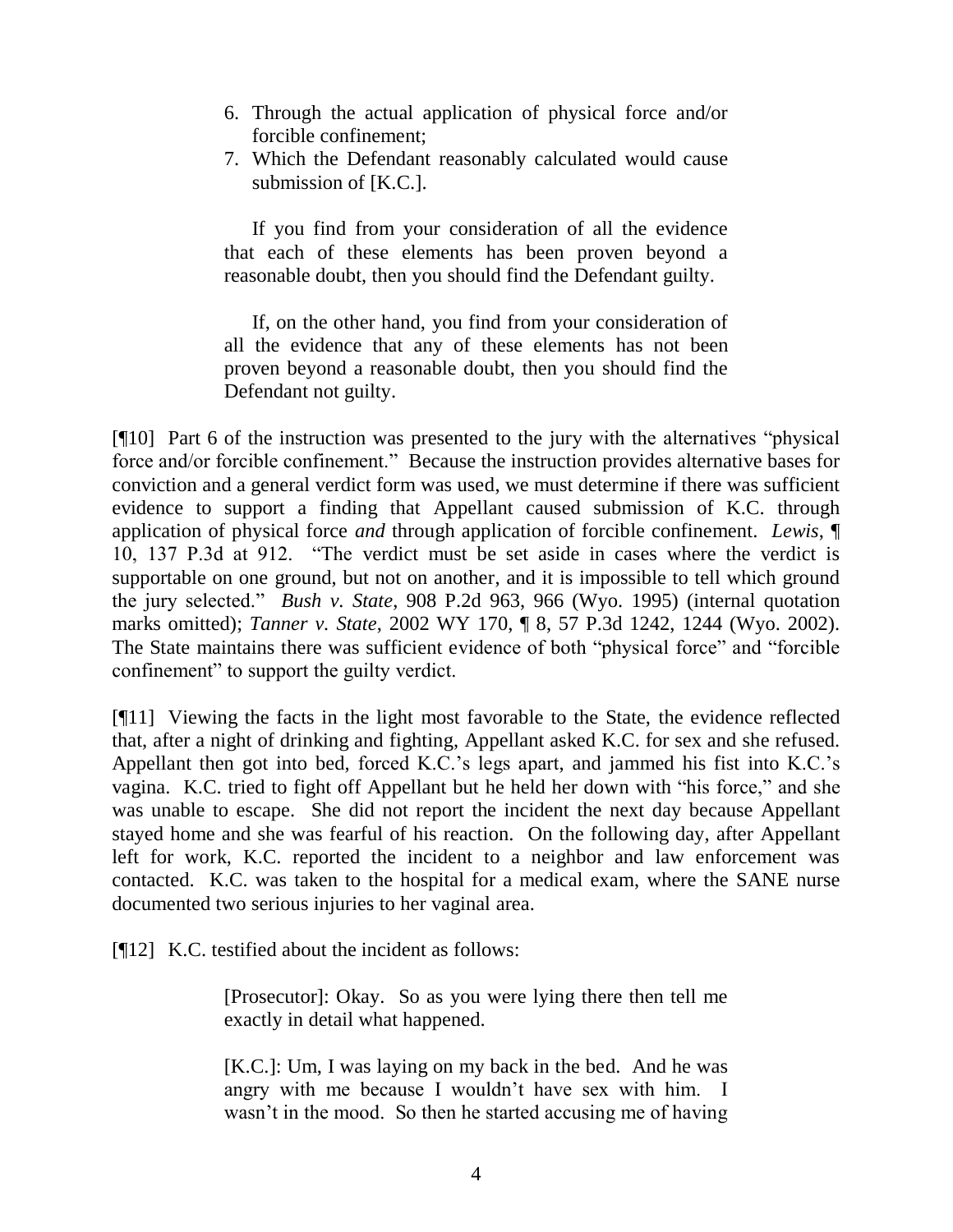6. Through the actual application of physical force and/or forcible confinement;
7. Which the Defendant reasonably calculated would cause submission of [K.C.].

> If you find from your consideration of all the evidence that each of these elements has been proven beyond a reasonable doubt, then you should find the Defendant guilty.
>
> If, on the other hand, you find from your consideration of all the evidence that any of these elements has not been proven beyond a reasonable doubt, then you should find the Defendant not guilty.

[¶10] Part 6 of the instruction was presented to the jury with the alternatives "physical force and/or forcible confinement." Because the instruction provides alternative bases for conviction and a general verdict form was used, we must determine if there was sufficient evidence to support a finding that Appellant caused submission of K.C. through application of physical force *and* through application of forcible confinement. *Lewis*, ¶ 10, 137 P.3d at 912. "The verdict must be set aside in cases where the verdict is supportable on one ground, but not on another, and it is impossible to tell which ground the jury selected." *Bush v. State*, 908 P.2d 963, 966 (Wyo. 1995) (internal quotation marks omitted); *Tanner v. State*, 2002 WY 170, ¶ 8, 57 P.3d 1242, 1244 (Wyo. 2002). The State maintains there was sufficient evidence of both "physical force" and "forcible confinement" to support the guilty verdict.

[¶11] Viewing the facts in the light most favorable to the State, the evidence reflected that, after a night of drinking and fighting, Appellant asked K.C. for sex and she refused. Appellant then got into bed, forced K.C.'s legs apart, and jammed his fist into K.C.'s vagina. K.C. tried to fight off Appellant but he held her down with "his force," and she was unable to escape. She did not report the incident the next day because Appellant stayed home and she was fearful of his reaction. On the following day, after Appellant left for work, K.C. reported the incident to a neighbor and law enforcement was contacted. K.C. was taken to the hospital for a medical exam, where the SANE nurse documented two serious injuries to her vaginal area.

[¶12] K.C. testified about the incident as follows:

> [Prosecutor]: Okay. So as you were lying there then tell me exactly in detail what happened.
>
> [K.C.]: Um, I was laying on my back in the bed. And he was angry with me because I wouldn't have sex with him. I wasn't in the mood. So then he started accusing me of having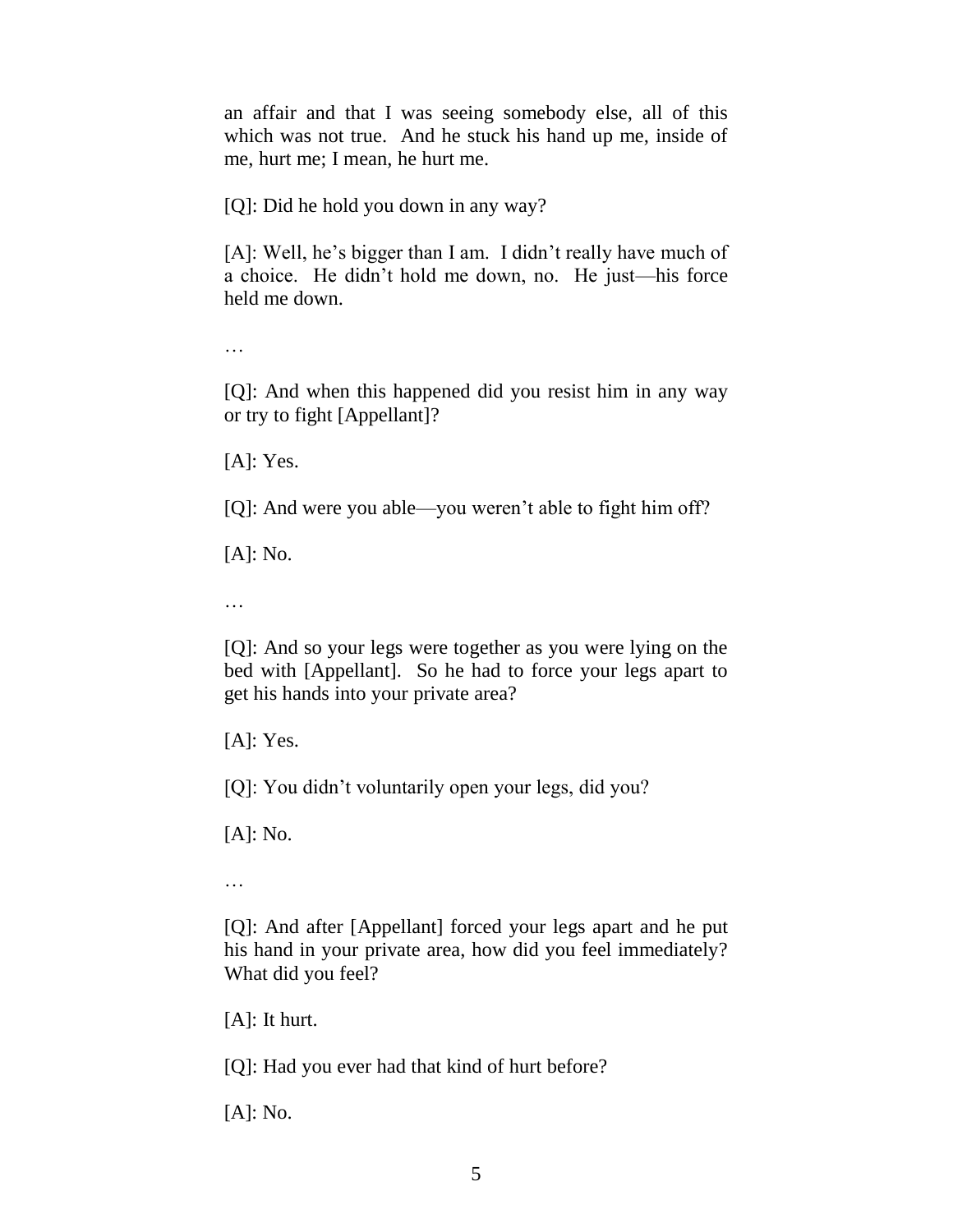an affair and that I was seeing somebody else, all of this which was not true. And he stuck his hand up me, inside of me, hurt me; I mean, he hurt me.

[Q]: Did he hold you down in any way?

[A]: Well, he's bigger than I am. I didn't really have much of a choice. He didn't hold me down, no. He just—his force held me down.

…

[Q]: And when this happened did you resist him in any way or try to fight [Appellant]?

[A]: Yes.

[Q]: And were you able—you weren't able to fight him off?

[A]: No.

…

[Q]: And so your legs were together as you were lying on the bed with [Appellant]. So he had to force your legs apart to get his hands into your private area?

[A]: Yes.

[Q]: You didn't voluntarily open your legs, did you?

[A]: No.

…

[Q]: And after [Appellant] forced your legs apart and he put his hand in your private area, how did you feel immediately? What did you feel?

[A]: It hurt.

[Q]: Had you ever had that kind of hurt before?

[A]: No.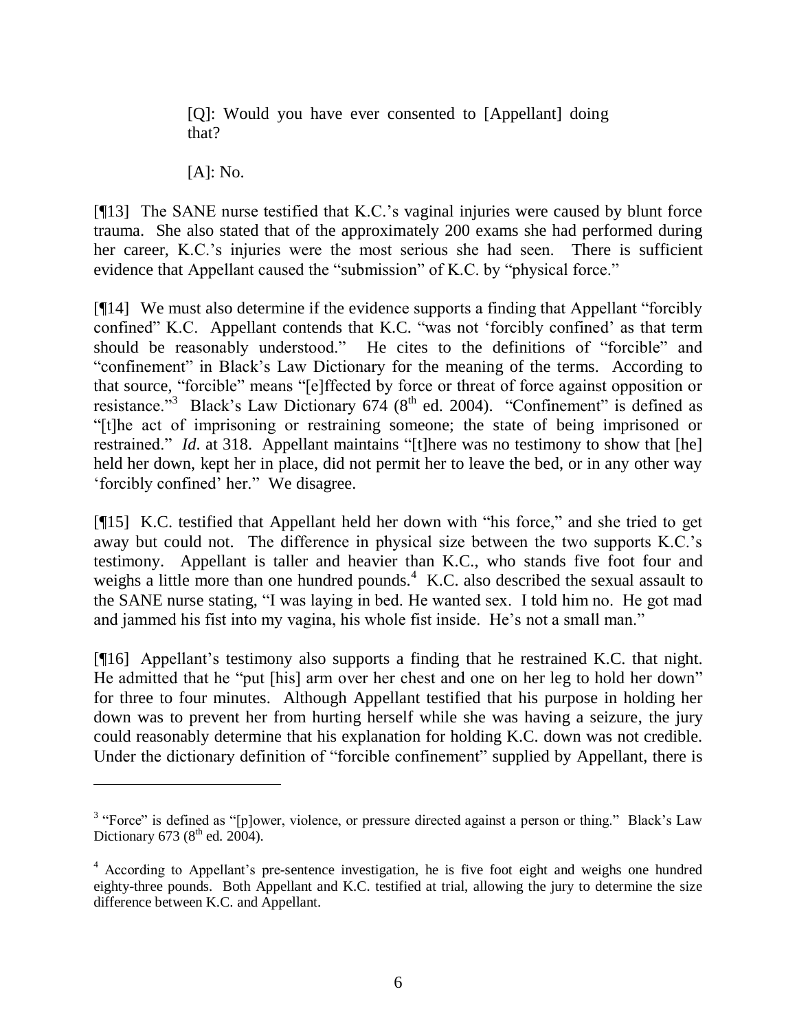> [Q]: Would you have ever consented to [Appellant] doing that?
>
> [A]: No.

[¶13] The SANE nurse testified that K.C.'s vaginal injuries were caused by blunt force trauma. She also stated that of the approximately 200 exams she had performed during her career, K.C.'s injuries were the most serious she had seen. There is sufficient evidence that Appellant caused the "submission" of K.C. by "physical force."

[¶14] We must also determine if the evidence supports a finding that Appellant "forcibly confined" K.C. Appellant contends that K.C. "was not 'forcibly confined' as that term should be reasonably understood." He cites to the definitions of "forcible" and "confinement" in Black's Law Dictionary for the meaning of the terms. According to that source, "forcible" means "[e]ffected by force or threat of force against opposition or resistance."[3] Black's Law Dictionary 674 (8th ed. 2004). "Confinement" is defined as "[t]he act of imprisoning or restraining someone; the state of being imprisoned or restrained." *Id*. at 318. Appellant maintains "[t]here was no testimony to show that [he] held her down, kept her in place, did not permit her to leave the bed, or in any other way 'forcibly confined' her." We disagree.

[¶15] K.C. testified that Appellant held her down with "his force," and she tried to get away but could not. The difference in physical size between the two supports K.C.'s testimony. Appellant is taller and heavier than K.C., who stands five foot four and weighs a little more than one hundred pounds.[4] K.C. also described the sexual assault to the SANE nurse stating, "I was laying in bed. He wanted sex. I told him no. He got mad and jammed his fist into my vagina, his whole fist inside. He's not a small man."

[¶16] Appellant's testimony also supports a finding that he restrained K.C. that night. He admitted that he "put [his] arm over her chest and one on her leg to hold her down" for three to four minutes. Although Appellant testified that his purpose in holding her down was to prevent her from hurting herself while she was having a seizure, the jury could reasonably determine that his explanation for holding K.C. down was not credible. Under the dictionary definition of "forcible confinement" supplied by Appellant, there is

---

[3] "Force" is defined as "[p]ower, violence, or pressure directed against a person or thing." Black's Law Dictionary 673 (8th ed. 2004).

[4] According to Appellant's pre-sentence investigation, he is five foot eight and weighs one hundred eighty-three pounds. Both Appellant and K.C. testified at trial, allowing the jury to determine the size difference between K.C. and Appellant.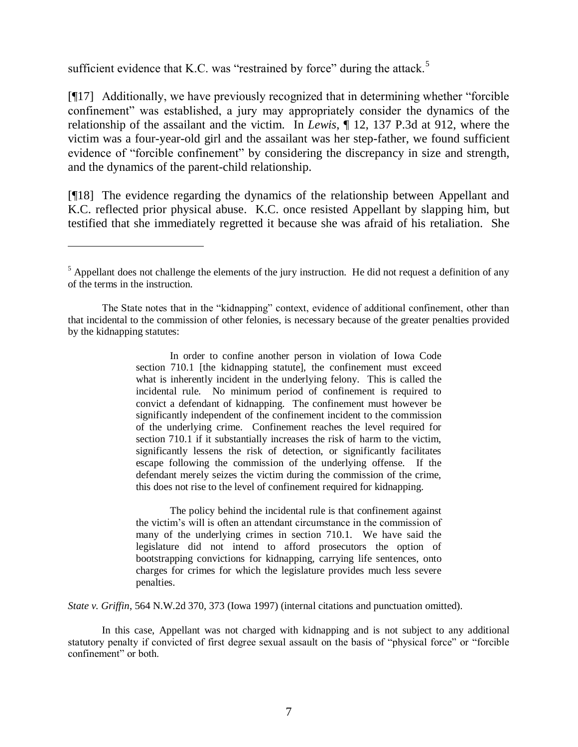sufficient evidence that K.C. was "restrained by force" during the attack.[5]

[¶17] Additionally, we have previously recognized that in determining whether "forcible confinement" was established, a jury may appropriately consider the dynamics of the relationship of the assailant and the victim. In *Lewis*, ¶ 12, 137 P.3d at 912, where the victim was a four-year-old girl and the assailant was her step-father, we found sufficient evidence of "forcible confinement" by considering the discrepancy in size and strength, and the dynamics of the parent-child relationship.

[¶18] The evidence regarding the dynamics of the relationship between Appellant and K.C. reflected prior physical abuse. K.C. once resisted Appellant by slapping him, but testified that she immediately regretted it because she was afraid of his retaliation. She

---

[5] Appellant does not challenge the elements of the jury instruction. He did not request a definition of any of the terms in the instruction.

The State notes that in the "kidnapping" context, evidence of additional confinement, other than that incidental to the commission of other felonies, is necessary because of the greater penalties provided by the kidnapping statutes:

> In order to confine another person in violation of Iowa Code section 710.1 [the kidnapping statute], the confinement must exceed what is inherently incident in the underlying felony. This is called the incidental rule. No minimum period of confinement is required to convict a defendant of kidnapping. The confinement must however be significantly independent of the confinement incident to the commission of the underlying crime. Confinement reaches the level required for section 710.1 if it substantially increases the risk of harm to the victim, significantly lessens the risk of detection, or significantly facilitates escape following the commission of the underlying offense. If the defendant merely seizes the victim during the commission of the crime, this does not rise to the level of confinement required for kidnapping.
>
> The policy behind the incidental rule is that confinement against the victim's will is often an attendant circumstance in the commission of many of the underlying crimes in section 710.1. We have said the legislature did not intend to afford prosecutors the option of bootstrapping convictions for kidnapping, carrying life sentences, onto charges for crimes for which the legislature provides much less severe penalties.

*State v. Griffin*, 564 N.W.2d 370, 373 (Iowa 1997) (internal citations and punctuation omitted).

In this case, Appellant was not charged with kidnapping and is not subject to any additional statutory penalty if convicted of first degree sexual assault on the basis of "physical force" or "forcible confinement" or both.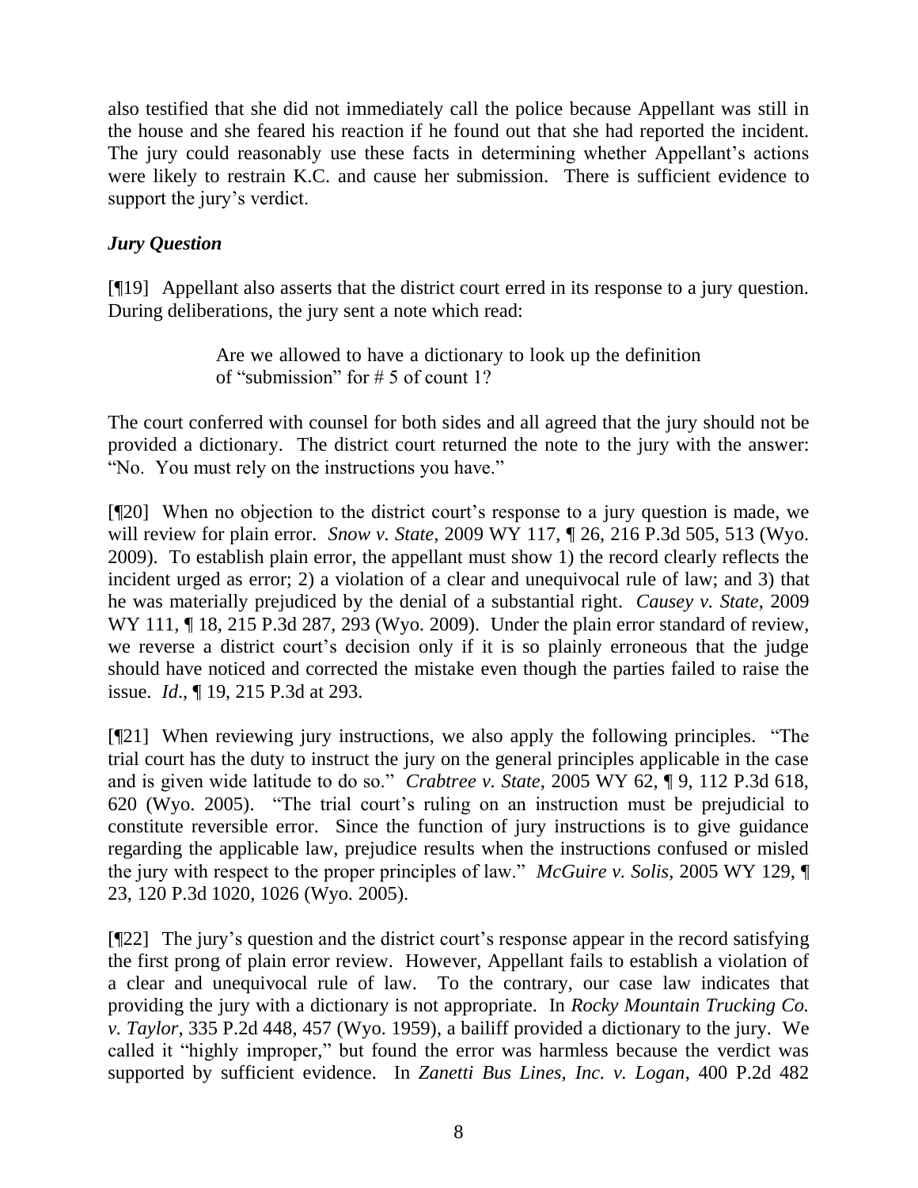also testified that she did not immediately call the police because Appellant was still in the house and she feared his reaction if he found out that she had reported the incident. The jury could reasonably use these facts in determining whether Appellant's actions were likely to restrain K.C. and cause her submission. There is sufficient evidence to support the jury's verdict.

### *Jury Question*

[¶19] Appellant also asserts that the district court erred in its response to a jury question. During deliberations, the jury sent a note which read:

> Are we allowed to have a dictionary to look up the definition of "submission" for # 5 of count 1?

The court conferred with counsel for both sides and all agreed that the jury should not be provided a dictionary. The district court returned the note to the jury with the answer: "No. You must rely on the instructions you have."

[¶20] When no objection to the district court's response to a jury question is made, we will review for plain error. *Snow v. State*, 2009 WY 117, ¶ 26, 216 P.3d 505, 513 (Wyo. 2009). To establish plain error, the appellant must show 1) the record clearly reflects the incident urged as error; 2) a violation of a clear and unequivocal rule of law; and 3) that he was materially prejudiced by the denial of a substantial right. *Causey v. State*, 2009 WY 111, ¶ 18, 215 P.3d 287, 293 (Wyo. 2009). Under the plain error standard of review, we reverse a district court's decision only if it is so plainly erroneous that the judge should have noticed and corrected the mistake even though the parties failed to raise the issue. *Id.*, ¶ 19, 215 P.3d at 293.

[¶21] When reviewing jury instructions, we also apply the following principles. "The trial court has the duty to instruct the jury on the general principles applicable in the case and is given wide latitude to do so." *Crabtree v. State*, 2005 WY 62, ¶ 9, 112 P.3d 618, 620 (Wyo. 2005). "The trial court's ruling on an instruction must be prejudicial to constitute reversible error. Since the function of jury instructions is to give guidance regarding the applicable law, prejudice results when the instructions confused or misled the jury with respect to the proper principles of law." *McGuire v. Solis*, 2005 WY 129, ¶ 23, 120 P.3d 1020, 1026 (Wyo. 2005).

[¶22] The jury's question and the district court's response appear in the record satisfying the first prong of plain error review. However, Appellant fails to establish a violation of a clear and unequivocal rule of law. To the contrary, our case law indicates that providing the jury with a dictionary is not appropriate. In *Rocky Mountain Trucking Co. v. Taylor*, 335 P.2d 448, 457 (Wyo. 1959), a bailiff provided a dictionary to the jury. We called it "highly improper," but found the error was harmless because the verdict was supported by sufficient evidence. In *Zanetti Bus Lines, Inc. v. Logan*, 400 P.2d 482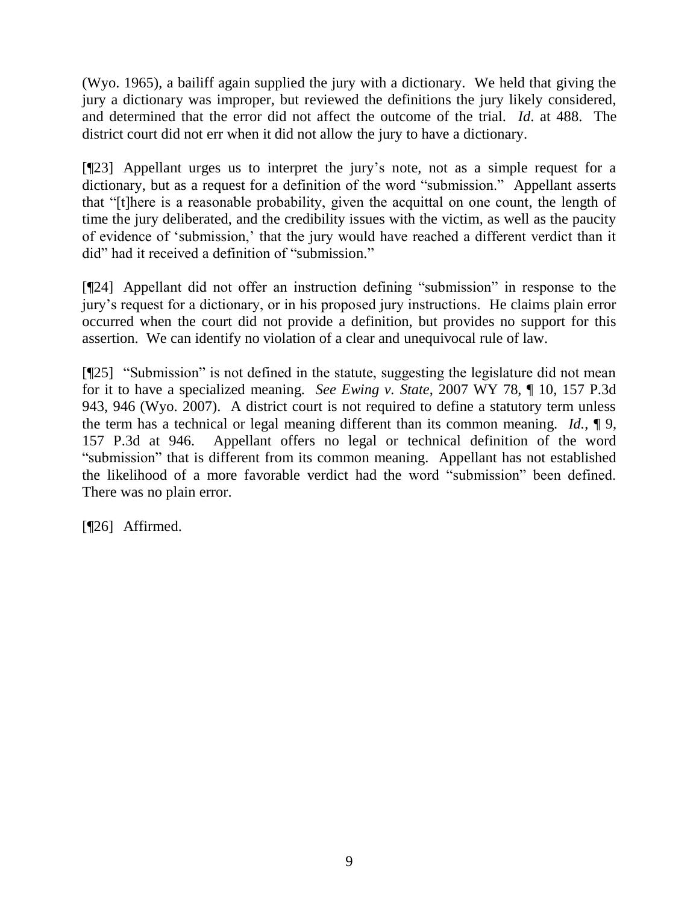(Wyo. 1965), a bailiff again supplied the jury with a dictionary. We held that giving the jury a dictionary was improper, but reviewed the definitions the jury likely considered, and determined that the error did not affect the outcome of the trial. *Id*. at 488. The district court did not err when it did not allow the jury to have a dictionary.

[¶23] Appellant urges us to interpret the jury's note, not as a simple request for a dictionary, but as a request for a definition of the word "submission." Appellant asserts that "[t]here is a reasonable probability, given the acquittal on one count, the length of time the jury deliberated, and the credibility issues with the victim, as well as the paucity of evidence of 'submission,' that the jury would have reached a different verdict than it did" had it received a definition of "submission."

[¶24] Appellant did not offer an instruction defining "submission" in response to the jury's request for a dictionary, or in his proposed jury instructions. He claims plain error occurred when the court did not provide a definition, but provides no support for this assertion. We can identify no violation of a clear and unequivocal rule of law.

[¶25] "Submission" is not defined in the statute, suggesting the legislature did not mean for it to have a specialized meaning. *See Ewing v. State*, 2007 WY 78, ¶ 10, 157 P.3d 943, 946 (Wyo. 2007). A district court is not required to define a statutory term unless the term has a technical or legal meaning different than its common meaning. *Id.*, ¶ 9, 157 P.3d at 946. Appellant offers no legal or technical definition of the word "submission" that is different from its common meaning. Appellant has not established the likelihood of a more favorable verdict had the word "submission" been defined. There was no plain error.

[¶26] Affirmed.